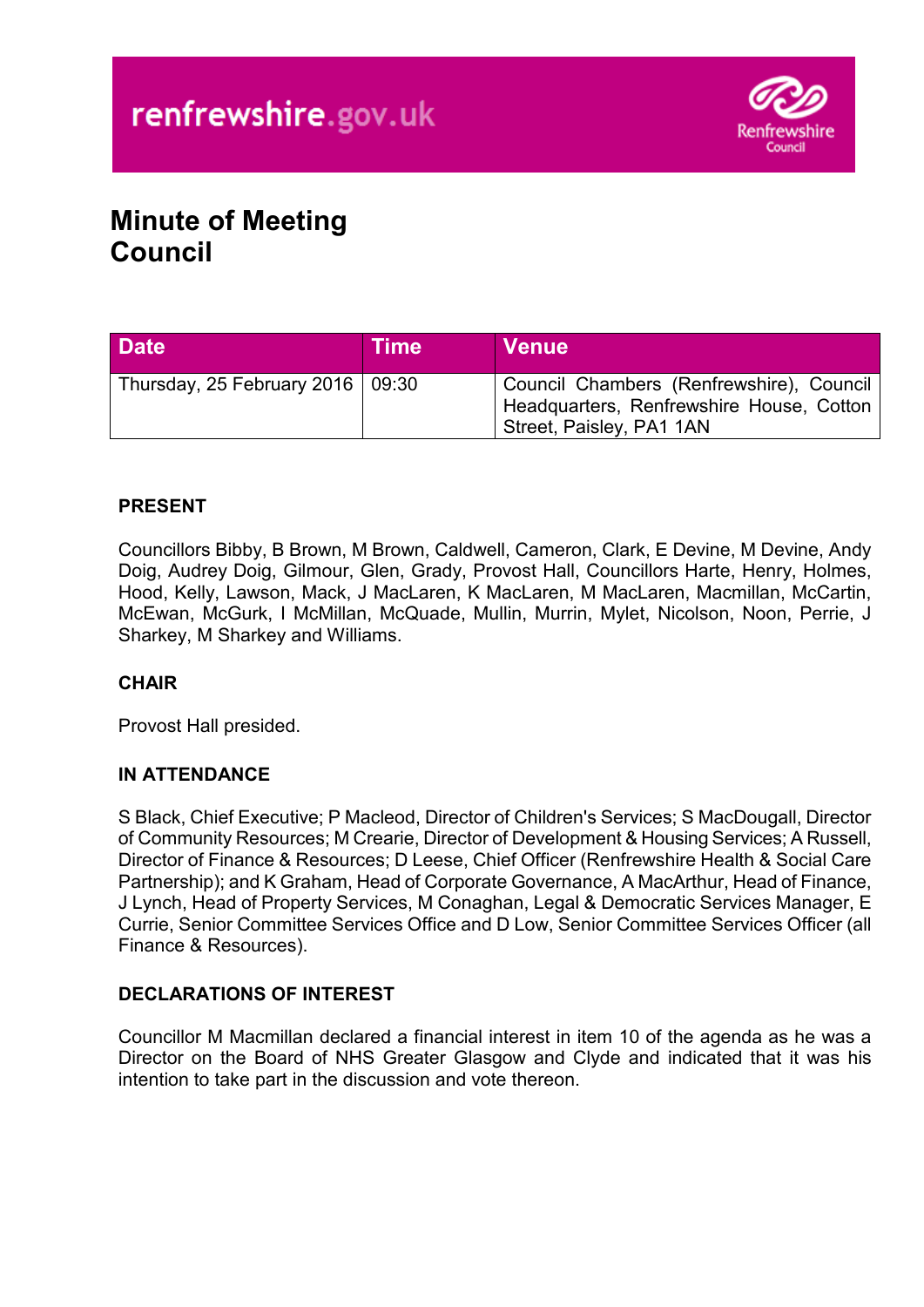renfrewshire.gov.uk

Renfrewshire Council

# Minute of Meeting
# Council

| Date | Time | Venue |
| --- | --- | --- |
| Thursday, 25 February 2016 | 09:30 | Council Chambers (Renfrewshire), Council Headquarters, Renfrewshire House, Cotton Street, Paisley, PA1 1AN |

## PRESENT

Councillors Bibby, B Brown, M Brown, Caldwell, Cameron, Clark, E Devine, M Devine, Andy Doig, Audrey Doig, Gilmour, Glen, Grady, Provost Hall, Councillors Harte, Henry, Holmes, Hood, Kelly, Lawson, Mack, J MacLaren, K MacLaren, M MacLaren, Macmillan, McCartin, McEwan, McGurk, I McMillan, McQuade, Mullin, Murrin, Mylet, Nicolson, Noon, Perrie, J Sharkey, M Sharkey and Williams.

## CHAIR

Provost Hall presided.

## IN ATTENDANCE

S Black, Chief Executive; P Macleod, Director of Children's Services; S MacDougall, Director of Community Resources; M Crearie, Director of Development & Housing Services; A Russell, Director of Finance & Resources; D Leese, Chief Officer (Renfrewshire Health & Social Care Partnership); and K Graham, Head of Corporate Governance, A MacArthur, Head of Finance, J Lynch, Head of Property Services, M Conaghan, Legal & Democratic Services Manager, E Currie, Senior Committee Services Office and D Low, Senior Committee Services Officer (all Finance & Resources).

## DECLARATIONS OF INTEREST

Councillor M Macmillan declared a financial interest in item 10 of the agenda as he was a Director on the Board of NHS Greater Glasgow and Clyde and indicated that it was his intention to take part in the discussion and vote thereon.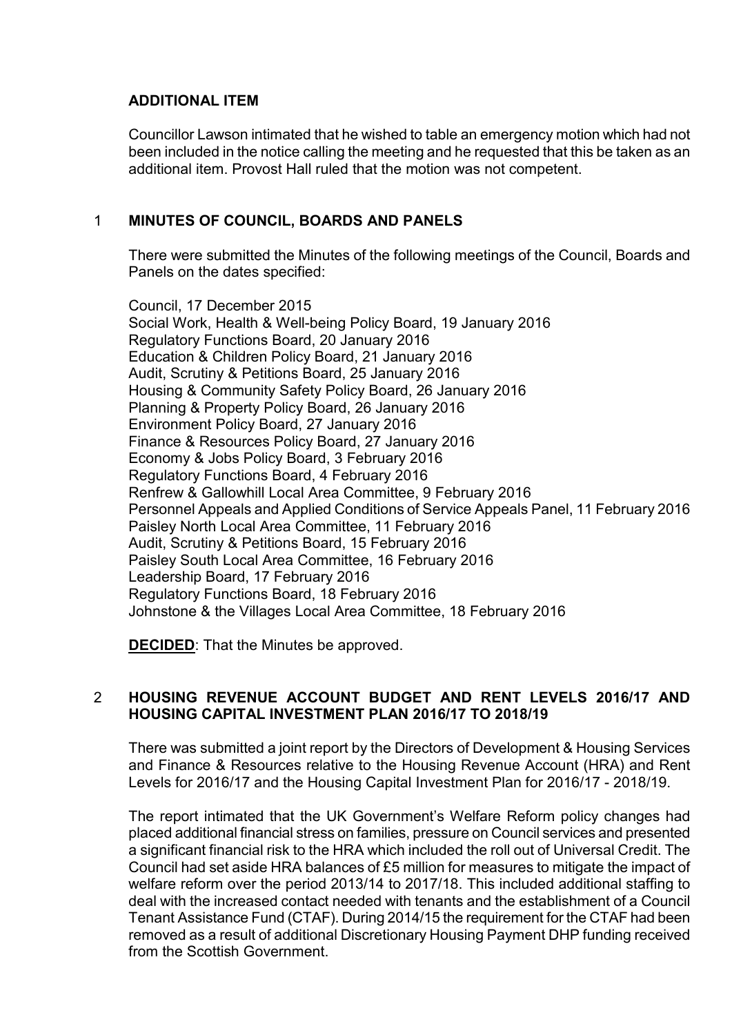**ADDITIONAL ITEM**

Councillor Lawson intimated that he wished to table an emergency motion which had not been included in the notice calling the meeting and he requested that this be taken as an additional item. Provost Hall ruled that the motion was not competent.

## 1 MINUTES OF COUNCIL, BOARDS AND PANELS

There were submitted the Minutes of the following meetings of the Council, Boards and Panels on the dates specified:

Council, 17 December 2015
Social Work, Health & Well-being Policy Board, 19 January 2016
Regulatory Functions Board, 20 January 2016
Education & Children Policy Board, 21 January 2016
Audit, Scrutiny & Petitions Board, 25 January 2016
Housing & Community Safety Policy Board, 26 January 2016
Planning & Property Policy Board, 26 January 2016
Environment Policy Board, 27 January 2016
Finance & Resources Policy Board, 27 January 2016
Economy & Jobs Policy Board, 3 February 2016
Regulatory Functions Board, 4 February 2016
Renfrew & Gallowhill Local Area Committee, 9 February 2016
Personnel Appeals and Applied Conditions of Service Appeals Panel, 11 February 2016
Paisley North Local Area Committee, 11 February 2016
Audit, Scrutiny & Petitions Board, 15 February 2016
Paisley South Local Area Committee, 16 February 2016
Leadership Board, 17 February 2016
Regulatory Functions Board, 18 February 2016
Johnstone & the Villages Local Area Committee, 18 February 2016

**DECIDED**: That the Minutes be approved.

## 2 HOUSING REVENUE ACCOUNT BUDGET AND RENT LEVELS 2016/17 AND HOUSING CAPITAL INVESTMENT PLAN 2016/17 TO 2018/19

There was submitted a joint report by the Directors of Development & Housing Services and Finance & Resources relative to the Housing Revenue Account (HRA) and Rent Levels for 2016/17 and the Housing Capital Investment Plan for 2016/17 - 2018/19.

The report intimated that the UK Government's Welfare Reform policy changes had placed additional financial stress on families, pressure on Council services and presented a significant financial risk to the HRA which included the roll out of Universal Credit. The Council had set aside HRA balances of £5 million for measures to mitigate the impact of welfare reform over the period 2013/14 to 2017/18. This included additional staffing to deal with the increased contact needed with tenants and the establishment of a Council Tenant Assistance Fund (CTAF). During 2014/15 the requirement for the CTAF had been removed as a result of additional Discretionary Housing Payment DHP funding received from the Scottish Government.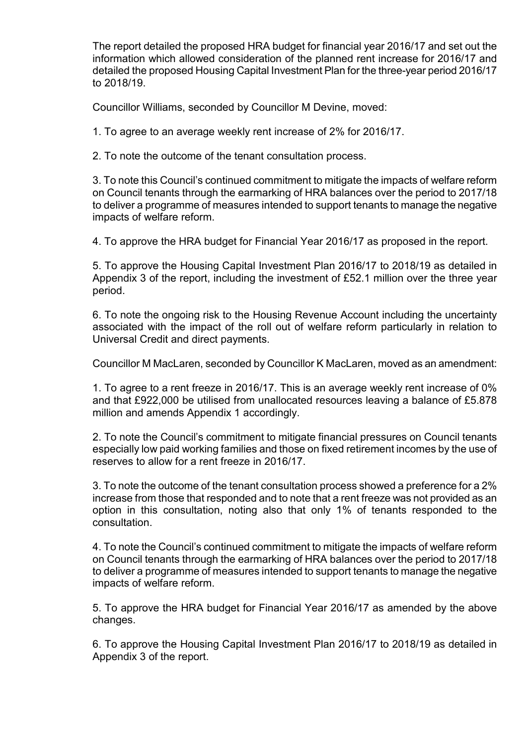The report detailed the proposed HRA budget for financial year 2016/17 and set out the information which allowed consideration of the planned rent increase for 2016/17 and detailed the proposed Housing Capital Investment Plan for the three-year period 2016/17 to 2018/19.

Councillor Williams, seconded by Councillor M Devine, moved:

1. To agree to an average weekly rent increase of 2% for 2016/17.

2. To note the outcome of the tenant consultation process.

3. To note this Council's continued commitment to mitigate the impacts of welfare reform on Council tenants through the earmarking of HRA balances over the period to 2017/18 to deliver a programme of measures intended to support tenants to manage the negative impacts of welfare reform.

4. To approve the HRA budget for Financial Year 2016/17 as proposed in the report.

5. To approve the Housing Capital Investment Plan 2016/17 to 2018/19 as detailed in Appendix 3 of the report, including the investment of £52.1 million over the three year period.

6. To note the ongoing risk to the Housing Revenue Account including the uncertainty associated with the impact of the roll out of welfare reform particularly in relation to Universal Credit and direct payments.

Councillor M MacLaren, seconded by Councillor K MacLaren, moved as an amendment:

1. To agree to a rent freeze in 2016/17. This is an average weekly rent increase of 0% and that £922,000 be utilised from unallocated resources leaving a balance of £5.878 million and amends Appendix 1 accordingly.

2. To note the Council's commitment to mitigate financial pressures on Council tenants especially low paid working families and those on fixed retirement incomes by the use of reserves to allow for a rent freeze in 2016/17.

3. To note the outcome of the tenant consultation process showed a preference for a 2% increase from those that responded and to note that a rent freeze was not provided as an option in this consultation, noting also that only 1% of tenants responded to the consultation.

4. To note the Council's continued commitment to mitigate the impacts of welfare reform on Council tenants through the earmarking of HRA balances over the period to 2017/18 to deliver a programme of measures intended to support tenants to manage the negative impacts of welfare reform.

5. To approve the HRA budget for Financial Year 2016/17 as amended by the above changes.

6. To approve the Housing Capital Investment Plan 2016/17 to 2018/19 as detailed in Appendix 3 of the report.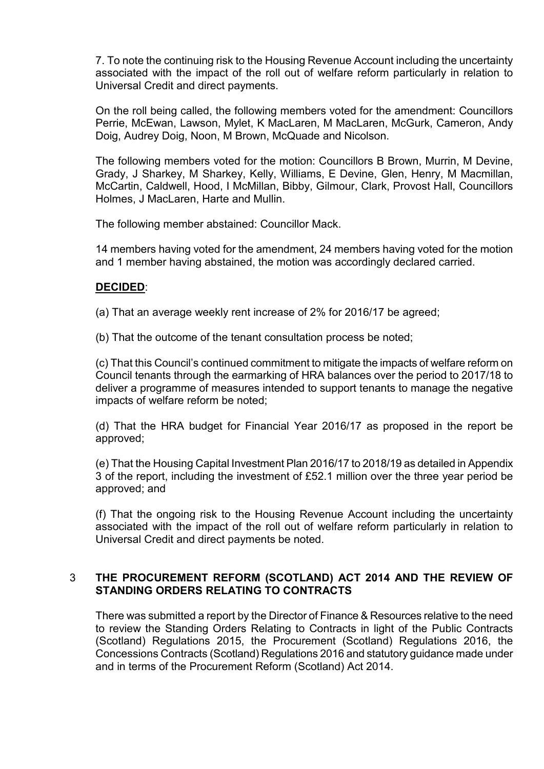7. To note the continuing risk to the Housing Revenue Account including the uncertainty associated with the impact of the roll out of welfare reform particularly in relation to Universal Credit and direct payments.

On the roll being called, the following members voted for the amendment: Councillors Perrie, McEwan, Lawson, Mylet, K MacLaren, M MacLaren, McGurk, Cameron, Andy Doig, Audrey Doig, Noon, M Brown, McQuade and Nicolson.

The following members voted for the motion: Councillors B Brown, Murrin, M Devine, Grady, J Sharkey, M Sharkey, Kelly, Williams, E Devine, Glen, Henry, M Macmillan, McCartin, Caldwell, Hood, I McMillan, Bibby, Gilmour, Clark, Provost Hall, Councillors Holmes, J MacLaren, Harte and Mullin.

The following member abstained: Councillor Mack.

14 members having voted for the amendment, 24 members having voted for the motion and 1 member having abstained, the motion was accordingly declared carried.

**DECIDED**:

(a) That an average weekly rent increase of 2% for 2016/17 be agreed;

(b) That the outcome of the tenant consultation process be noted;

(c) That this Council's continued commitment to mitigate the impacts of welfare reform on Council tenants through the earmarking of HRA balances over the period to 2017/18 to deliver a programme of measures intended to support tenants to manage the negative impacts of welfare reform be noted;

(d) That the HRA budget for Financial Year 2016/17 as proposed in the report be approved;

(e) That the Housing Capital Investment Plan 2016/17 to 2018/19 as detailed in Appendix 3 of the report, including the investment of £52.1 million over the three year period be approved; and

(f) That the ongoing risk to the Housing Revenue Account including the uncertainty associated with the impact of the roll out of welfare reform particularly in relation to Universal Credit and direct payments be noted.

## 3 THE PROCUREMENT REFORM (SCOTLAND) ACT 2014 AND THE REVIEW OF STANDING ORDERS RELATING TO CONTRACTS

There was submitted a report by the Director of Finance & Resources relative to the need to review the Standing Orders Relating to Contracts in light of the Public Contracts (Scotland) Regulations 2015, the Procurement (Scotland) Regulations 2016, the Concessions Contracts (Scotland) Regulations 2016 and statutory guidance made under and in terms of the Procurement Reform (Scotland) Act 2014.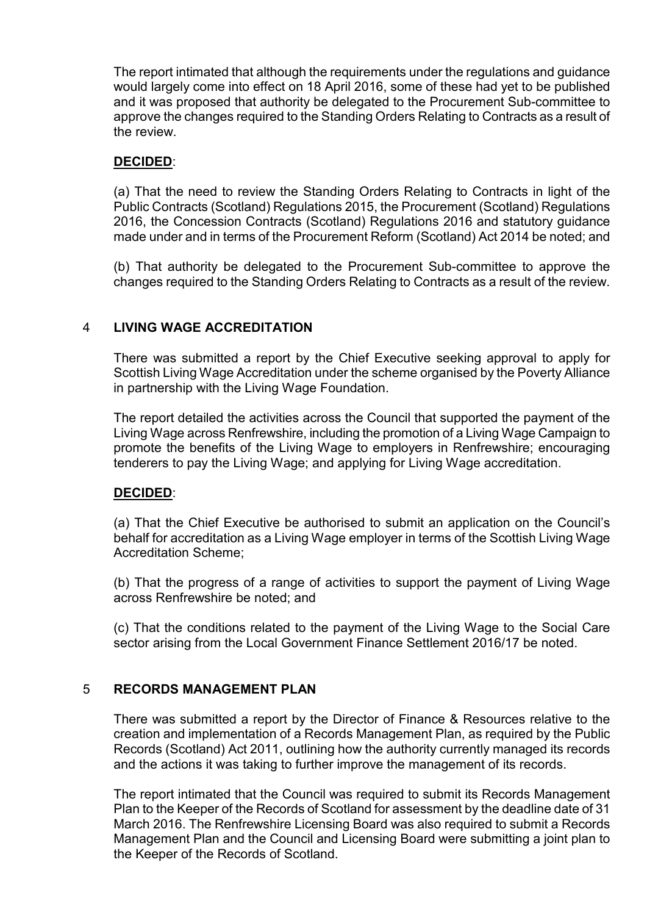The report intimated that although the requirements under the regulations and guidance would largely come into effect on 18 April 2016, some of these had yet to be published and it was proposed that authority be delegated to the Procurement Sub-committee to approve the changes required to the Standing Orders Relating to Contracts as a result of the review.

**DECIDED**:

(a) That the need to review the Standing Orders Relating to Contracts in light of the Public Contracts (Scotland) Regulations 2015, the Procurement (Scotland) Regulations 2016, the Concession Contracts (Scotland) Regulations 2016 and statutory guidance made under and in terms of the Procurement Reform (Scotland) Act 2014 be noted; and

(b) That authority be delegated to the Procurement Sub-committee to approve the changes required to the Standing Orders Relating to Contracts as a result of the review.

## 4 LIVING WAGE ACCREDITATION

There was submitted a report by the Chief Executive seeking approval to apply for Scottish Living Wage Accreditation under the scheme organised by the Poverty Alliance in partnership with the Living Wage Foundation.

The report detailed the activities across the Council that supported the payment of the Living Wage across Renfrewshire, including the promotion of a Living Wage Campaign to promote the benefits of the Living Wage to employers in Renfrewshire; encouraging tenderers to pay the Living Wage; and applying for Living Wage accreditation.

**DECIDED**:

(a) That the Chief Executive be authorised to submit an application on the Council's behalf for accreditation as a Living Wage employer in terms of the Scottish Living Wage Accreditation Scheme;

(b) That the progress of a range of activities to support the payment of Living Wage across Renfrewshire be noted; and

(c) That the conditions related to the payment of the Living Wage to the Social Care sector arising from the Local Government Finance Settlement 2016/17 be noted.

## 5 RECORDS MANAGEMENT PLAN

There was submitted a report by the Director of Finance & Resources relative to the creation and implementation of a Records Management Plan, as required by the Public Records (Scotland) Act 2011, outlining how the authority currently managed its records and the actions it was taking to further improve the management of its records.

The report intimated that the Council was required to submit its Records Management Plan to the Keeper of the Records of Scotland for assessment by the deadline date of 31 March 2016. The Renfrewshire Licensing Board was also required to submit a Records Management Plan and the Council and Licensing Board were submitting a joint plan to the Keeper of the Records of Scotland.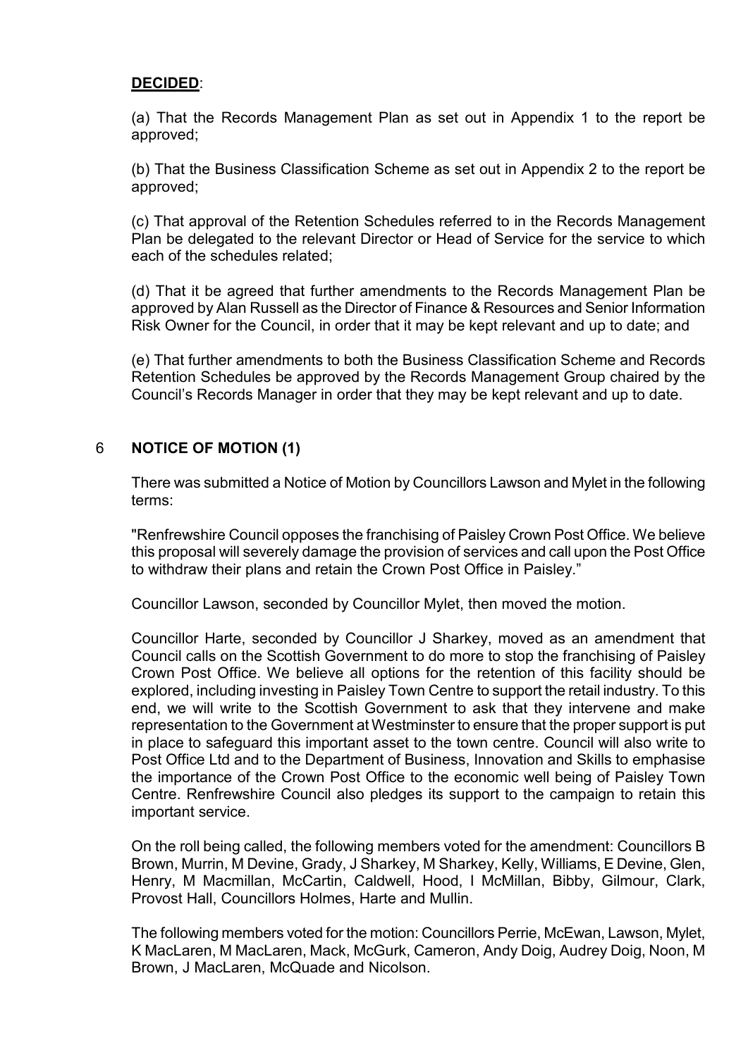**DECIDED**:

(a) That the Records Management Plan as set out in Appendix 1 to the report be approved;

(b) That the Business Classification Scheme as set out in Appendix 2 to the report be approved;

(c) That approval of the Retention Schedules referred to in the Records Management Plan be delegated to the relevant Director or Head of Service for the service to which each of the schedules related;

(d) That it be agreed that further amendments to the Records Management Plan be approved by Alan Russell as the Director of Finance & Resources and Senior Information Risk Owner for the Council, in order that it may be kept relevant and up to date; and

(e) That further amendments to both the Business Classification Scheme and Records Retention Schedules be approved by the Records Management Group chaired by the Council's Records Manager in order that they may be kept relevant and up to date.

## 6 NOTICE OF MOTION (1)

There was submitted a Notice of Motion by Councillors Lawson and Mylet in the following terms:

"Renfrewshire Council opposes the franchising of Paisley Crown Post Office. We believe this proposal will severely damage the provision of services and call upon the Post Office to withdraw their plans and retain the Crown Post Office in Paisley."

Councillor Lawson, seconded by Councillor Mylet, then moved the motion.

Councillor Harte, seconded by Councillor J Sharkey, moved as an amendment that Council calls on the Scottish Government to do more to stop the franchising of Paisley Crown Post Office. We believe all options for the retention of this facility should be explored, including investing in Paisley Town Centre to support the retail industry. To this end, we will write to the Scottish Government to ask that they intervene and make representation to the Government at Westminster to ensure that the proper support is put in place to safeguard this important asset to the town centre. Council will also write to Post Office Ltd and to the Department of Business, Innovation and Skills to emphasise the importance of the Crown Post Office to the economic well being of Paisley Town Centre. Renfrewshire Council also pledges its support to the campaign to retain this important service.

On the roll being called, the following members voted for the amendment: Councillors B Brown, Murrin, M Devine, Grady, J Sharkey, M Sharkey, Kelly, Williams, E Devine, Glen, Henry, M Macmillan, McCartin, Caldwell, Hood, I McMillan, Bibby, Gilmour, Clark, Provost Hall, Councillors Holmes, Harte and Mullin.

The following members voted for the motion: Councillors Perrie, McEwan, Lawson, Mylet, K MacLaren, M MacLaren, Mack, McGurk, Cameron, Andy Doig, Audrey Doig, Noon, M Brown, J MacLaren, McQuade and Nicolson.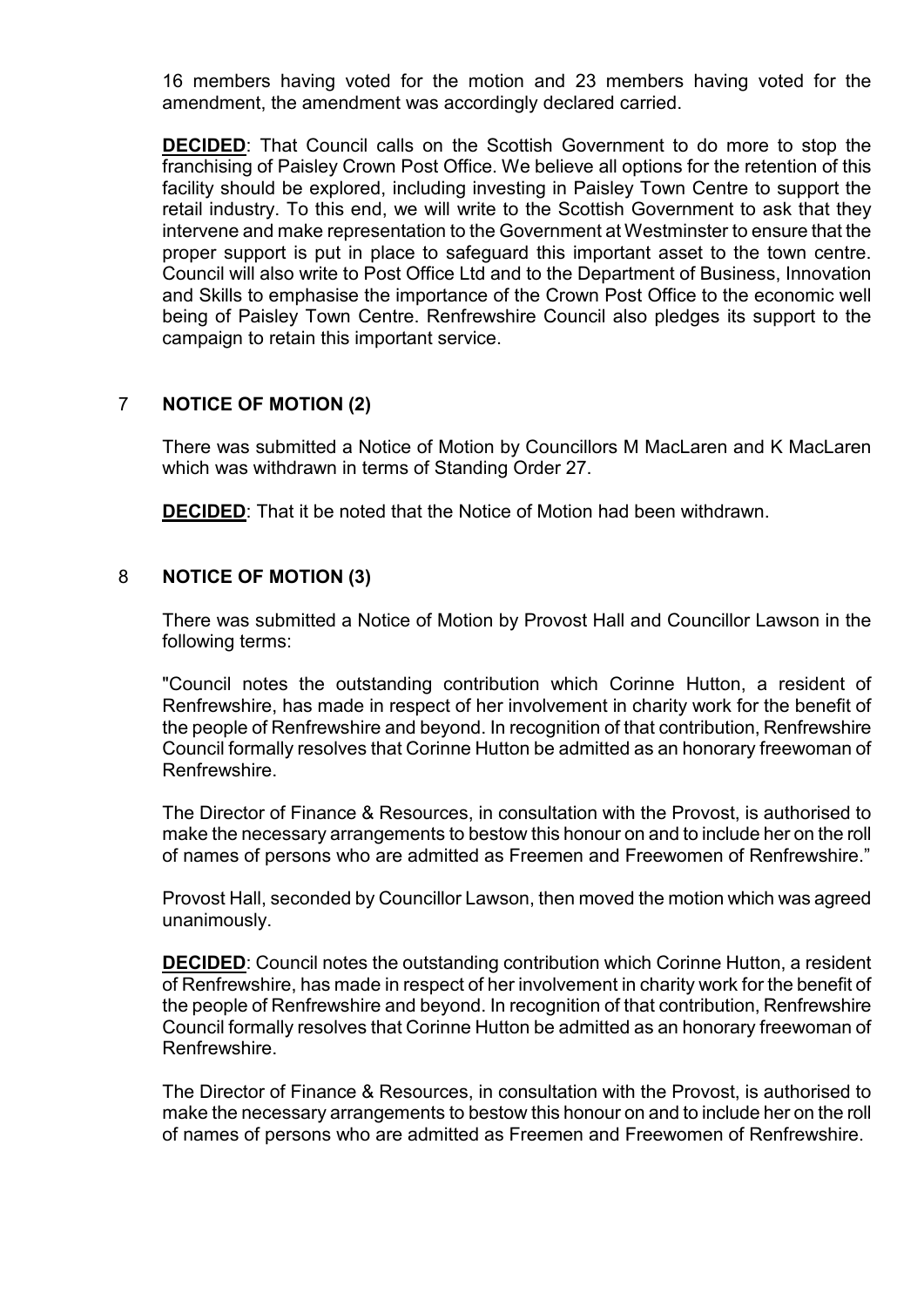16 members having voted for the motion and 23 members having voted for the amendment, the amendment was accordingly declared carried.

**DECIDED**: That Council calls on the Scottish Government to do more to stop the franchising of Paisley Crown Post Office. We believe all options for the retention of this facility should be explored, including investing in Paisley Town Centre to support the retail industry. To this end, we will write to the Scottish Government to ask that they intervene and make representation to the Government at Westminster to ensure that the proper support is put in place to safeguard this important asset to the town centre. Council will also write to Post Office Ltd and to the Department of Business, Innovation and Skills to emphasise the importance of the Crown Post Office to the economic well being of Paisley Town Centre. Renfrewshire Council also pledges its support to the campaign to retain this important service.

## 7 NOTICE OF MOTION (2)

There was submitted a Notice of Motion by Councillors M MacLaren and K MacLaren which was withdrawn in terms of Standing Order 27.

**DECIDED**: That it be noted that the Notice of Motion had been withdrawn.

## 8 NOTICE OF MOTION (3)

There was submitted a Notice of Motion by Provost Hall and Councillor Lawson in the following terms:

"Council notes the outstanding contribution which Corinne Hutton, a resident of Renfrewshire, has made in respect of her involvement in charity work for the benefit of the people of Renfrewshire and beyond. In recognition of that contribution, Renfrewshire Council formally resolves that Corinne Hutton be admitted as an honorary freewoman of Renfrewshire.

The Director of Finance & Resources, in consultation with the Provost, is authorised to make the necessary arrangements to bestow this honour on and to include her on the roll of names of persons who are admitted as Freemen and Freewomen of Renfrewshire."

Provost Hall, seconded by Councillor Lawson, then moved the motion which was agreed unanimously.

**DECIDED**: Council notes the outstanding contribution which Corinne Hutton, a resident of Renfrewshire, has made in respect of her involvement in charity work for the benefit of the people of Renfrewshire and beyond. In recognition of that contribution, Renfrewshire Council formally resolves that Corinne Hutton be admitted as an honorary freewoman of Renfrewshire.

The Director of Finance & Resources, in consultation with the Provost, is authorised to make the necessary arrangements to bestow this honour on and to include her on the roll of names of persons who are admitted as Freemen and Freewomen of Renfrewshire.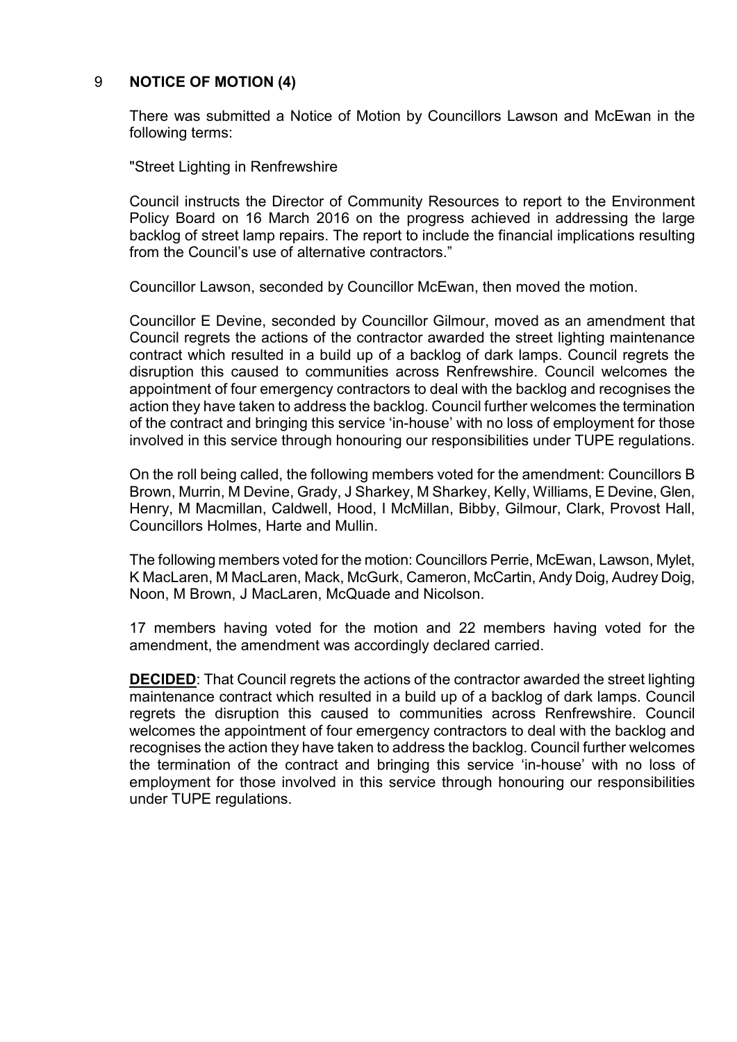## 9 NOTICE OF MOTION (4)

There was submitted a Notice of Motion by Councillors Lawson and McEwan in the following terms:

"Street Lighting in Renfrewshire

Council instructs the Director of Community Resources to report to the Environment Policy Board on 16 March 2016 on the progress achieved in addressing the large backlog of street lamp repairs. The report to include the financial implications resulting from the Council's use of alternative contractors."

Councillor Lawson, seconded by Councillor McEwan, then moved the motion.

Councillor E Devine, seconded by Councillor Gilmour, moved as an amendment that Council regrets the actions of the contractor awarded the street lighting maintenance contract which resulted in a build up of a backlog of dark lamps. Council regrets the disruption this caused to communities across Renfrewshire. Council welcomes the appointment of four emergency contractors to deal with the backlog and recognises the action they have taken to address the backlog. Council further welcomes the termination of the contract and bringing this service 'in-house' with no loss of employment for those involved in this service through honouring our responsibilities under TUPE regulations.

On the roll being called, the following members voted for the amendment: Councillors B Brown, Murrin, M Devine, Grady, J Sharkey, M Sharkey, Kelly, Williams, E Devine, Glen, Henry, M Macmillan, Caldwell, Hood, I McMillan, Bibby, Gilmour, Clark, Provost Hall, Councillors Holmes, Harte and Mullin.

The following members voted for the motion: Councillors Perrie, McEwan, Lawson, Mylet, K MacLaren, M MacLaren, Mack, McGurk, Cameron, McCartin, Andy Doig, Audrey Doig, Noon, M Brown, J MacLaren, McQuade and Nicolson.

17 members having voted for the motion and 22 members having voted for the amendment, the amendment was accordingly declared carried.

**DECIDED**: That Council regrets the actions of the contractor awarded the street lighting maintenance contract which resulted in a build up of a backlog of dark lamps. Council regrets the disruption this caused to communities across Renfrewshire. Council welcomes the appointment of four emergency contractors to deal with the backlog and recognises the action they have taken to address the backlog. Council further welcomes the termination of the contract and bringing this service 'in-house' with no loss of employment for those involved in this service through honouring our responsibilities under TUPE regulations.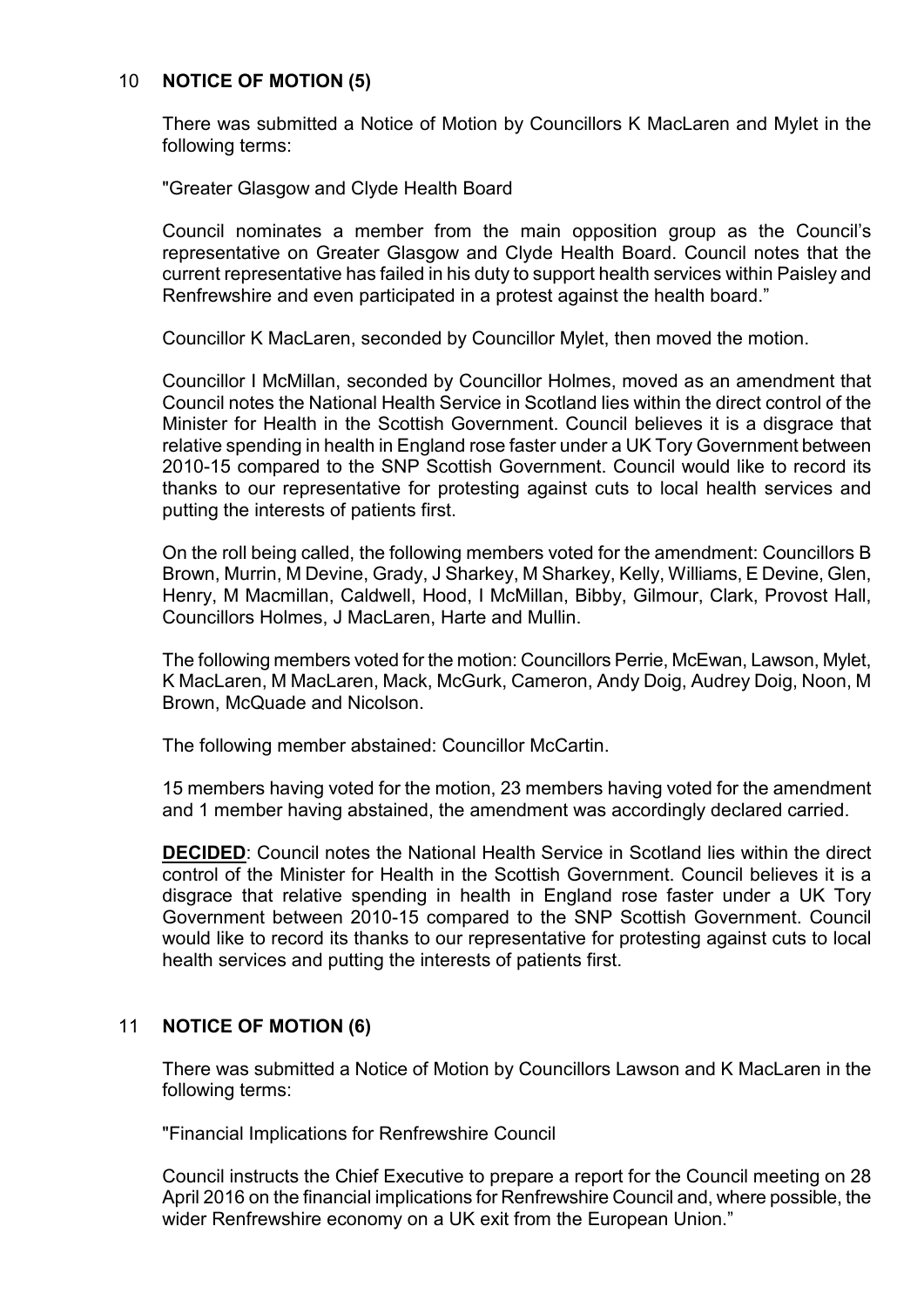## 10 **NOTICE OF MOTION (5)**

There was submitted a Notice of Motion by Councillors K MacLaren and Mylet in the following terms:

"Greater Glasgow and Clyde Health Board

Council nominates a member from the main opposition group as the Council's representative on Greater Glasgow and Clyde Health Board. Council notes that the current representative has failed in his duty to support health services within Paisley and Renfrewshire and even participated in a protest against the health board."

Councillor K MacLaren, seconded by Councillor Mylet, then moved the motion.

Councillor I McMillan, seconded by Councillor Holmes, moved as an amendment that Council notes the National Health Service in Scotland lies within the direct control of the Minister for Health in the Scottish Government. Council believes it is a disgrace that relative spending in health in England rose faster under a UK Tory Government between 2010-15 compared to the SNP Scottish Government. Council would like to record its thanks to our representative for protesting against cuts to local health services and putting the interests of patients first.

On the roll being called, the following members voted for the amendment: Councillors B Brown, Murrin, M Devine, Grady, J Sharkey, M Sharkey, Kelly, Williams, E Devine, Glen, Henry, M Macmillan, Caldwell, Hood, I McMillan, Bibby, Gilmour, Clark, Provost Hall, Councillors Holmes, J MacLaren, Harte and Mullin.

The following members voted for the motion: Councillors Perrie, McEwan, Lawson, Mylet, K MacLaren, M MacLaren, Mack, McGurk, Cameron, Andy Doig, Audrey Doig, Noon, M Brown, McQuade and Nicolson.

The following member abstained: Councillor McCartin.

15 members having voted for the motion, 23 members having voted for the amendment and 1 member having abstained, the amendment was accordingly declared carried.

**DECIDED**: Council notes the National Health Service in Scotland lies within the direct control of the Minister for Health in the Scottish Government. Council believes it is a disgrace that relative spending in health in England rose faster under a UK Tory Government between 2010-15 compared to the SNP Scottish Government. Council would like to record its thanks to our representative for protesting against cuts to local health services and putting the interests of patients first.

## 11 **NOTICE OF MOTION (6)**

There was submitted a Notice of Motion by Councillors Lawson and K MacLaren in the following terms:

"Financial Implications for Renfrewshire Council

Council instructs the Chief Executive to prepare a report for the Council meeting on 28 April 2016 on the financial implications for Renfrewshire Council and, where possible, the wider Renfrewshire economy on a UK exit from the European Union."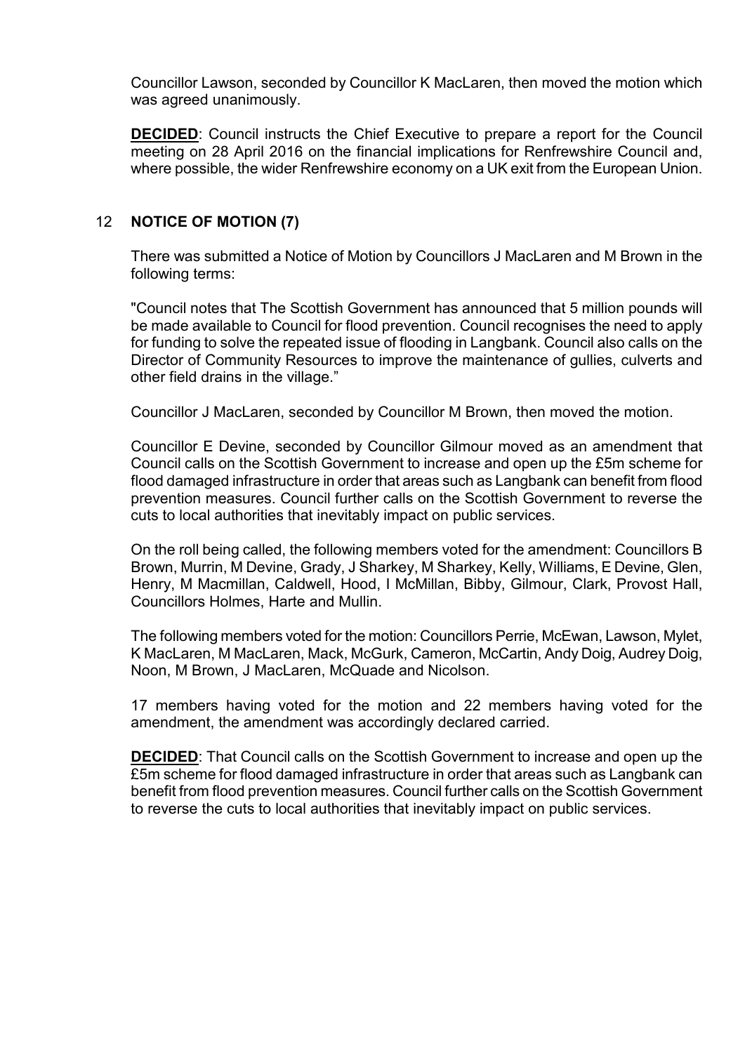Councillor Lawson, seconded by Councillor K MacLaren, then moved the motion which was agreed unanimously.

**DECIDED**: Council instructs the Chief Executive to prepare a report for the Council meeting on 28 April 2016 on the financial implications for Renfrewshire Council and, where possible, the wider Renfrewshire economy on a UK exit from the European Union.

## 12 NOTICE OF MOTION (7)

There was submitted a Notice of Motion by Councillors J MacLaren and M Brown in the following terms:

"Council notes that The Scottish Government has announced that 5 million pounds will be made available to Council for flood prevention. Council recognises the need to apply for funding to solve the repeated issue of flooding in Langbank. Council also calls on the Director of Community Resources to improve the maintenance of gullies, culverts and other field drains in the village."

Councillor J MacLaren, seconded by Councillor M Brown, then moved the motion.

Councillor E Devine, seconded by Councillor Gilmour moved as an amendment that Council calls on the Scottish Government to increase and open up the £5m scheme for flood damaged infrastructure in order that areas such as Langbank can benefit from flood prevention measures. Council further calls on the Scottish Government to reverse the cuts to local authorities that inevitably impact on public services.

On the roll being called, the following members voted for the amendment: Councillors B Brown, Murrin, M Devine, Grady, J Sharkey, M Sharkey, Kelly, Williams, E Devine, Glen, Henry, M Macmillan, Caldwell, Hood, I McMillan, Bibby, Gilmour, Clark, Provost Hall, Councillors Holmes, Harte and Mullin.

The following members voted for the motion: Councillors Perrie, McEwan, Lawson, Mylet, K MacLaren, M MacLaren, Mack, McGurk, Cameron, McCartin, Andy Doig, Audrey Doig, Noon, M Brown, J MacLaren, McQuade and Nicolson.

17 members having voted for the motion and 22 members having voted for the amendment, the amendment was accordingly declared carried.

**DECIDED**: That Council calls on the Scottish Government to increase and open up the £5m scheme for flood damaged infrastructure in order that areas such as Langbank can benefit from flood prevention measures. Council further calls on the Scottish Government to reverse the cuts to local authorities that inevitably impact on public services.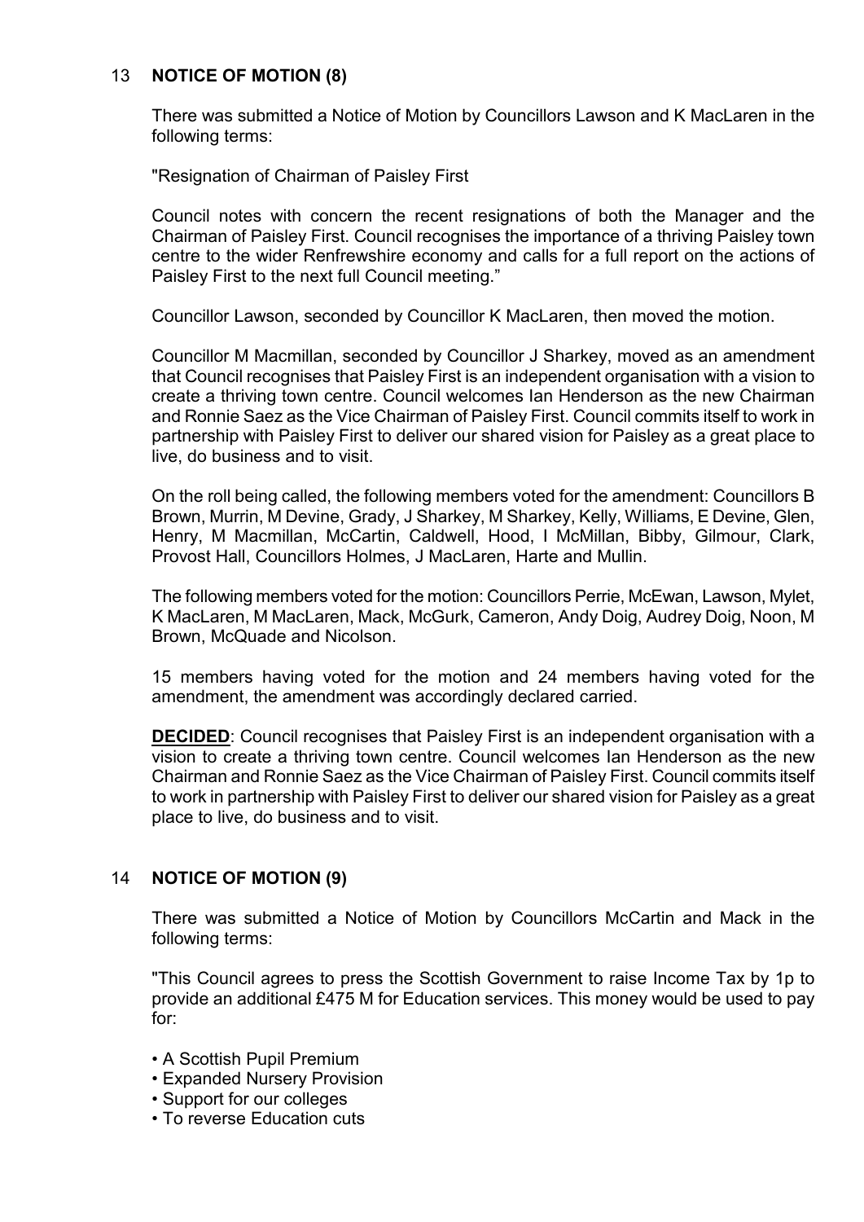## 13 NOTICE OF MOTION (8)

There was submitted a Notice of Motion by Councillors Lawson and K MacLaren in the following terms:

"Resignation of Chairman of Paisley First

Council notes with concern the recent resignations of both the Manager and the Chairman of Paisley First. Council recognises the importance of a thriving Paisley town centre to the wider Renfrewshire economy and calls for a full report on the actions of Paisley First to the next full Council meeting."

Councillor Lawson, seconded by Councillor K MacLaren, then moved the motion.

Councillor M Macmillan, seconded by Councillor J Sharkey, moved as an amendment that Council recognises that Paisley First is an independent organisation with a vision to create a thriving town centre. Council welcomes Ian Henderson as the new Chairman and Ronnie Saez as the Vice Chairman of Paisley First. Council commits itself to work in partnership with Paisley First to deliver our shared vision for Paisley as a great place to live, do business and to visit.

On the roll being called, the following members voted for the amendment: Councillors B Brown, Murrin, M Devine, Grady, J Sharkey, M Sharkey, Kelly, Williams, E Devine, Glen, Henry, M Macmillan, McCartin, Caldwell, Hood, I McMillan, Bibby, Gilmour, Clark, Provost Hall, Councillors Holmes, J MacLaren, Harte and Mullin.

The following members voted for the motion: Councillors Perrie, McEwan, Lawson, Mylet, K MacLaren, M MacLaren, Mack, McGurk, Cameron, Andy Doig, Audrey Doig, Noon, M Brown, McQuade and Nicolson.

15 members having voted for the motion and 24 members having voted for the amendment, the amendment was accordingly declared carried.

**DECIDED**: Council recognises that Paisley First is an independent organisation with a vision to create a thriving town centre. Council welcomes Ian Henderson as the new Chairman and Ronnie Saez as the Vice Chairman of Paisley First. Council commits itself to work in partnership with Paisley First to deliver our shared vision for Paisley as a great place to live, do business and to visit.

## 14 NOTICE OF MOTION (9)

There was submitted a Notice of Motion by Councillors McCartin and Mack in the following terms:

"This Council agrees to press the Scottish Government to raise Income Tax by 1p to provide an additional £475 M for Education services. This money would be used to pay for:

- A Scottish Pupil Premium
- Expanded Nursery Provision
- Support for our colleges
- To reverse Education cuts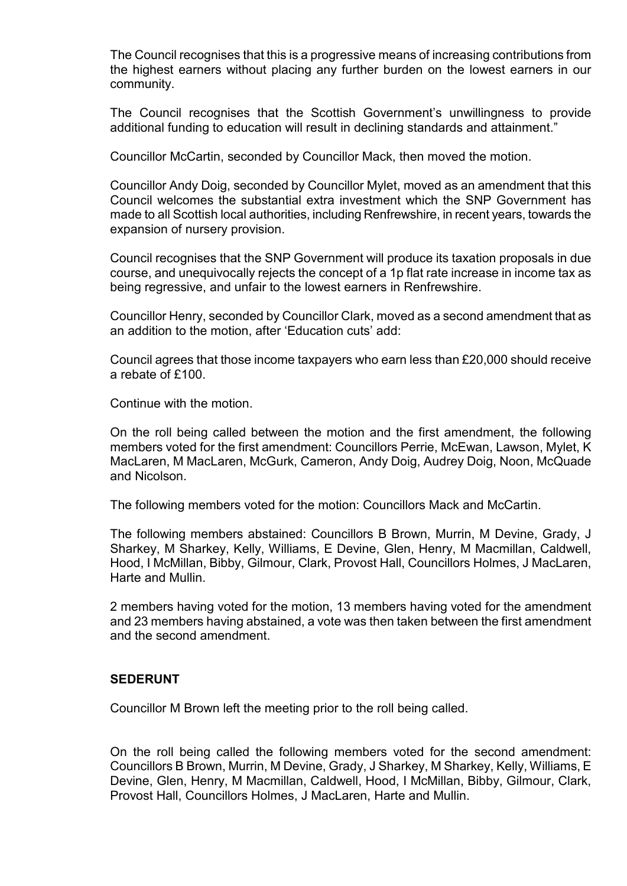The Council recognises that this is a progressive means of increasing contributions from the highest earners without placing any further burden on the lowest earners in our community.

The Council recognises that the Scottish Government's unwillingness to provide additional funding to education will result in declining standards and attainment."

Councillor McCartin, seconded by Councillor Mack, then moved the motion.

Councillor Andy Doig, seconded by Councillor Mylet, moved as an amendment that this Council welcomes the substantial extra investment which the SNP Government has made to all Scottish local authorities, including Renfrewshire, in recent years, towards the expansion of nursery provision.

Council recognises that the SNP Government will produce its taxation proposals in due course, and unequivocally rejects the concept of a 1p flat rate increase in income tax as being regressive, and unfair to the lowest earners in Renfrewshire.

Councillor Henry, seconded by Councillor Clark, moved as a second amendment that as an addition to the motion, after 'Education cuts' add:

Council agrees that those income taxpayers who earn less than £20,000 should receive a rebate of £100.

Continue with the motion.

On the roll being called between the motion and the first amendment, the following members voted for the first amendment: Councillors Perrie, McEwan, Lawson, Mylet, K MacLaren, M MacLaren, McGurk, Cameron, Andy Doig, Audrey Doig, Noon, McQuade and Nicolson.

The following members voted for the motion: Councillors Mack and McCartin.

The following members abstained: Councillors B Brown, Murrin, M Devine, Grady, J Sharkey, M Sharkey, Kelly, Williams, E Devine, Glen, Henry, M Macmillan, Caldwell, Hood, I McMillan, Bibby, Gilmour, Clark, Provost Hall, Councillors Holmes, J MacLaren, Harte and Mullin.

2 members having voted for the motion, 13 members having voted for the amendment and 23 members having abstained, a vote was then taken between the first amendment and the second amendment.

**SEDERUNT**

Councillor M Brown left the meeting prior to the roll being called.

On the roll being called the following members voted for the second amendment: Councillors B Brown, Murrin, M Devine, Grady, J Sharkey, M Sharkey, Kelly, Williams, E Devine, Glen, Henry, M Macmillan, Caldwell, Hood, I McMillan, Bibby, Gilmour, Clark, Provost Hall, Councillors Holmes, J MacLaren, Harte and Mullin.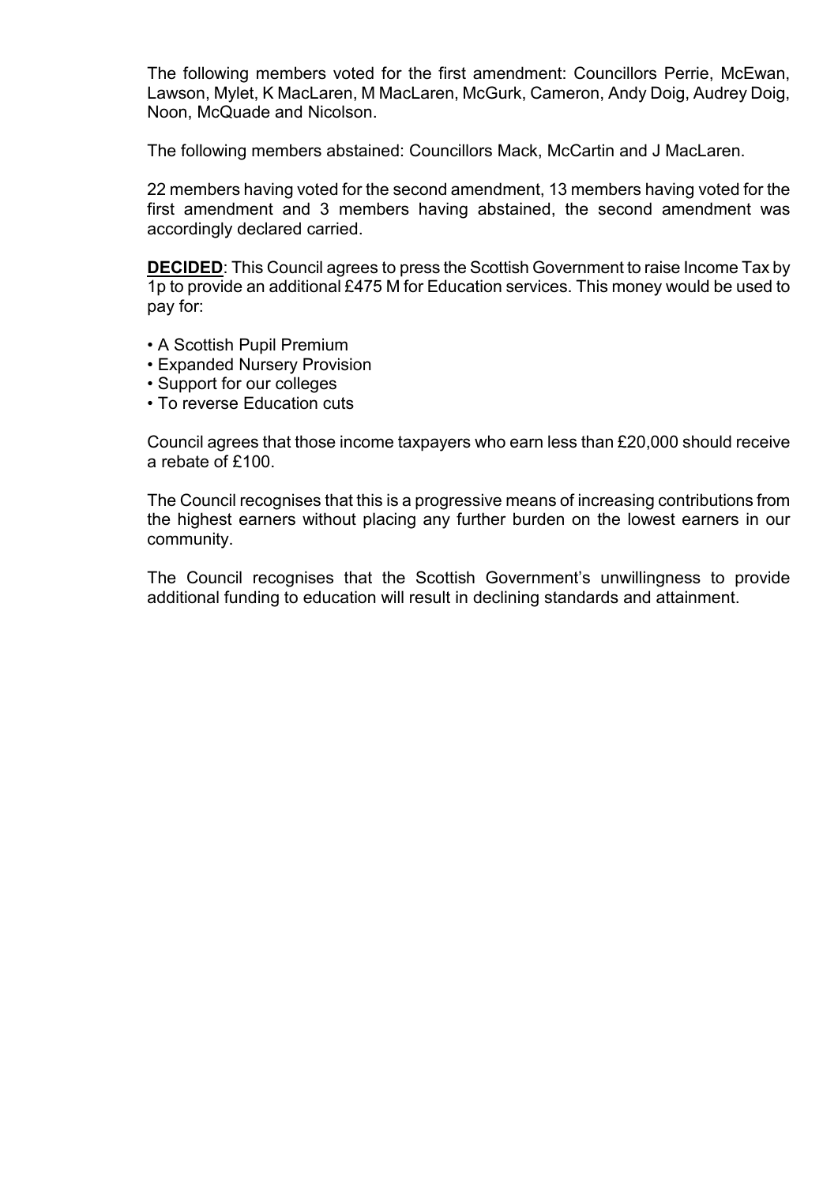The following members voted for the first amendment: Councillors Perrie, McEwan, Lawson, Mylet, K MacLaren, M MacLaren, McGurk, Cameron, Andy Doig, Audrey Doig, Noon, McQuade and Nicolson.

The following members abstained: Councillors Mack, McCartin and J MacLaren.

22 members having voted for the second amendment, 13 members having voted for the first amendment and 3 members having abstained, the second amendment was accordingly declared carried.

**DECIDED**: This Council agrees to press the Scottish Government to raise Income Tax by 1p to provide an additional £475 M for Education services. This money would be used to pay for:

- A Scottish Pupil Premium
- Expanded Nursery Provision
- Support for our colleges
- To reverse Education cuts

Council agrees that those income taxpayers who earn less than £20,000 should receive a rebate of £100.

The Council recognises that this is a progressive means of increasing contributions from the highest earners without placing any further burden on the lowest earners in our community.

The Council recognises that the Scottish Government's unwillingness to provide additional funding to education will result in declining standards and attainment.